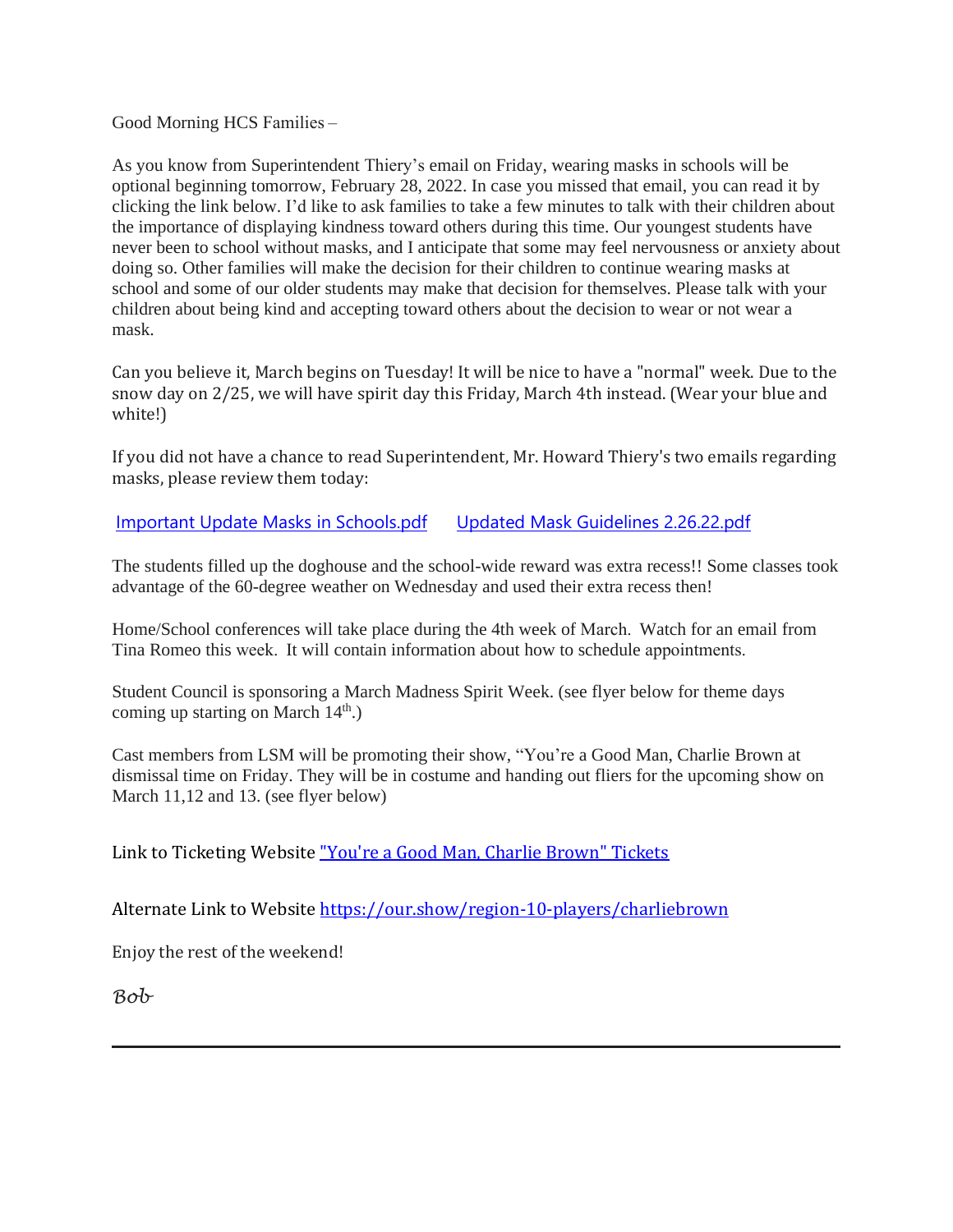Good Morning HCS Families –

As you know from Superintendent Thiery's email on Friday, wearing masks in schools will be optional beginning tomorrow, February 28, 2022. In case you missed that email, you can read it by clicking the link below. I'd like to ask families to take a few minutes to talk with their children about the importance of displaying kindness toward others during this time. Our youngest students have never been to school without masks, and I anticipate that some may feel nervousness or anxiety about doing so. Other families will make the decision for their children to continue wearing masks at school and some of our older students may make that decision for themselves. Please talk with your children about being kind and accepting toward others about the decision to wear or not wear a mask.

Can you believe it, March begins on Tuesday! It will be nice to have a "normal" week. Due to the snow day on 2/25, we will have spirit day this Friday, March 4th instead. (Wear your blue and white!)

If you did not have a chance to read Superintendent, Mr. Howard Thiery's two emails regarding masks, please review them today:

Important Update Masks in Schools.pdf     Updated Mask Guidelines 2.26.22.pdf

The students filled up the doghouse and the school-wide reward was extra recess!! Some classes took advantage of the 60-degree weather on Wednesday and used their extra recess then!

Home/School conferences will take place during the 4th week of March. Watch for an email from Tina Romeo this week. It will contain information about how to schedule appointments.

Student Council is sponsoring a March Madness Spirit Week. (see flyer below for theme days coming up starting on March 14th.)

Cast members from LSM will be promoting their show, "You're a Good Man, Charlie Brown at dismissal time on Friday. They will be in costume and handing out fliers for the upcoming show on March 11,12 and 13. (see flyer below)

Link to Ticketing Website "You're a Good Man, Charlie Brown" Tickets

Alternate Link to Website https://our.show/region-10-players/charliebrown

Enjoy the rest of the weekend!

*Bob*

---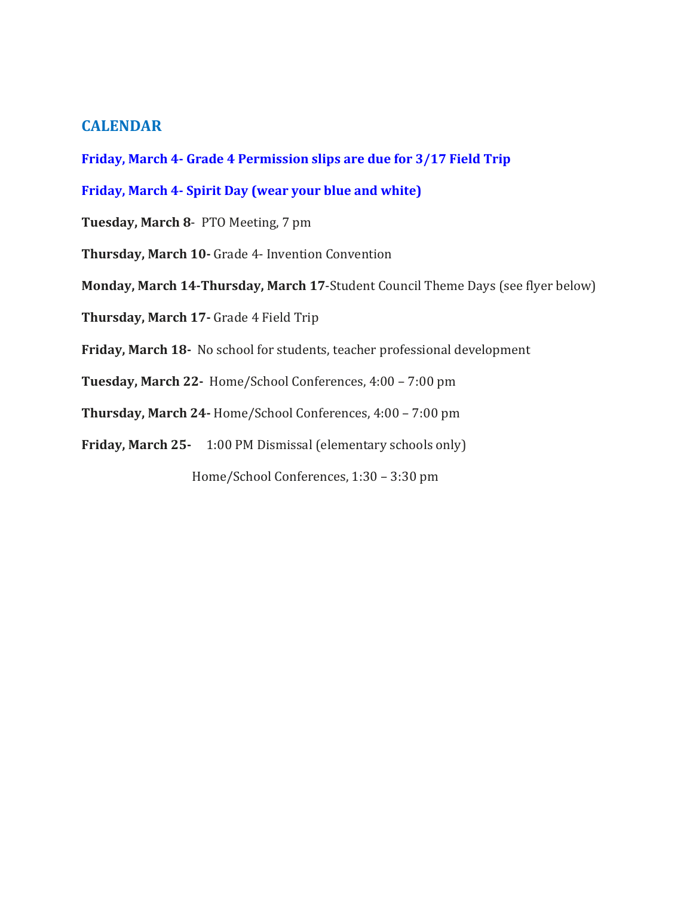## CALENDAR

**Friday, March 4- Grade 4 Permission slips are due for 3/17 Field Trip**

**Friday, March 4- Spirit Day (wear your blue and white)**

**Tuesday, March 8**- PTO Meeting, 7 pm

**Thursday, March 10-** Grade 4- Invention Convention

**Monday, March 14-Thursday, March 17**-Student Council Theme Days (see flyer below)

**Thursday, March 17-** Grade 4 Field Trip

**Friday, March 18-** No school for students, teacher professional development

**Tuesday, March 22-** Home/School Conferences, 4:00 – 7:00 pm

**Thursday, March 24-** Home/School Conferences, 4:00 – 7:00 pm

**Friday, March 25-** 1:00 PM Dismissal (elementary schools only)

Home/School Conferences, 1:30 – 3:30 pm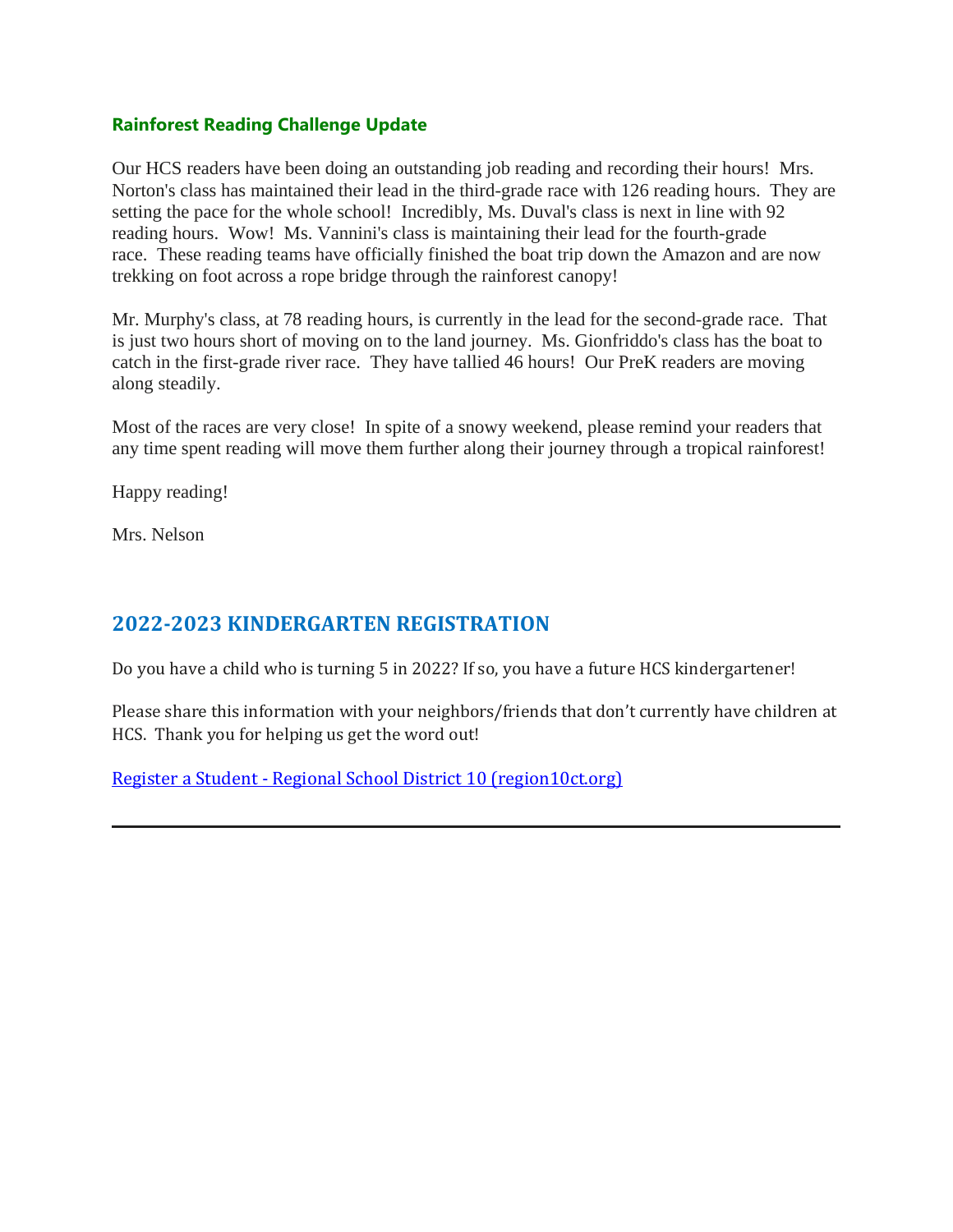### **Rainforest Reading Challenge Update**

Our HCS readers have been doing an outstanding job reading and recording their hours! Mrs. Norton's class has maintained their lead in the third-grade race with 126 reading hours. They are setting the pace for the whole school! Incredibly, Ms. Duval's class is next in line with 92 reading hours. Wow! Ms. Vannini's class is maintaining their lead for the fourth-grade race. These reading teams have officially finished the boat trip down the Amazon and are now trekking on foot across a rope bridge through the rainforest canopy!

Mr. Murphy's class, at 78 reading hours, is currently in the lead for the second-grade race. That is just two hours short of moving on to the land journey. Ms. Gionfriddo's class has the boat to catch in the first-grade river race. They have tallied 46 hours! Our PreK readers are moving along steadily.

Most of the races are very close! In spite of a snowy weekend, please remind your readers that any time spent reading will move them further along their journey through a tropical rainforest!

Happy reading!

Mrs. Nelson

## **2022-2023 KINDERGARTEN REGISTRATION**

Do you have a child who is turning 5 in 2022? If so, you have a future HCS kindergartener!

Please share this information with your neighbors/friends that don't currently have children at HCS. Thank you for helping us get the word out!

Register a Student - Regional School District 10 (region10ct.org)

---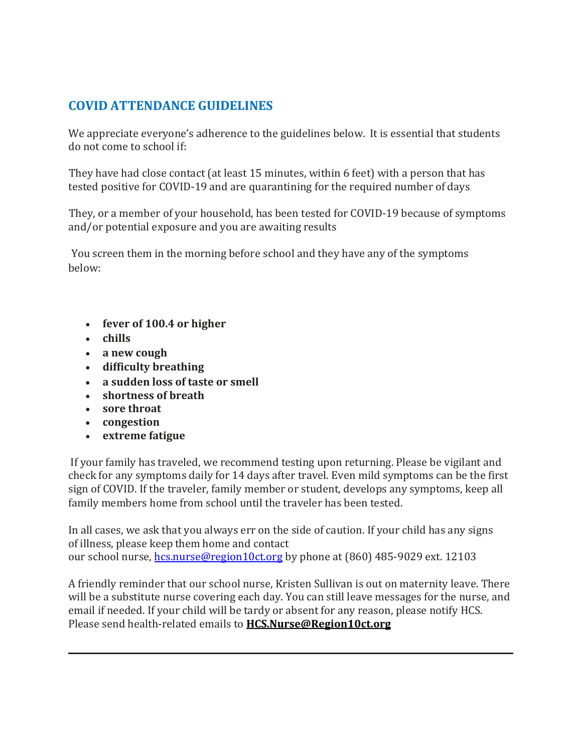## COVID ATTENDANCE GUIDELINES

We appreciate everyone's adherence to the guidelines below. It is essential that students do not come to school if:

They have had close contact (at least 15 minutes, within 6 feet) with a person that has tested positive for COVID-19 and are quarantining for the required number of days

They, or a member of your household, has been tested for COVID-19 because of symptoms and/or potential exposure and you are awaiting results

You screen them in the morning before school and they have any of the symptoms below:

- **fever of 100.4 or higher**
- **chills**
- **a new cough**
- **difficulty breathing**
- **a sudden loss of taste or smell**
- **shortness of breath**
- **sore throat**
- **congestion**
- **extreme fatigue**

If your family has traveled, we recommend testing upon returning. Please be vigilant and check for any symptoms daily for 14 days after travel. Even mild symptoms can be the first sign of COVID. If the traveler, family member or student, develops any symptoms, keep all family members home from school until the traveler has been tested.

In all cases, we ask that you always err on the side of caution. If your child has any signs of illness, please keep them home and contact our school nurse, [hcs.nurse@region10ct.org](mailto:hcs.nurse@region10ct.org) by phone at (860) 485-9029 ext. 12103

A friendly reminder that our school nurse, Kristen Sullivan is out on maternity leave. There will be a substitute nurse covering each day. You can still leave messages for the nurse, and email if needed. If your child will be tardy or absent for any reason, please notify HCS. Please send health-related emails to **HCS.Nurse@Region10ct.org**

---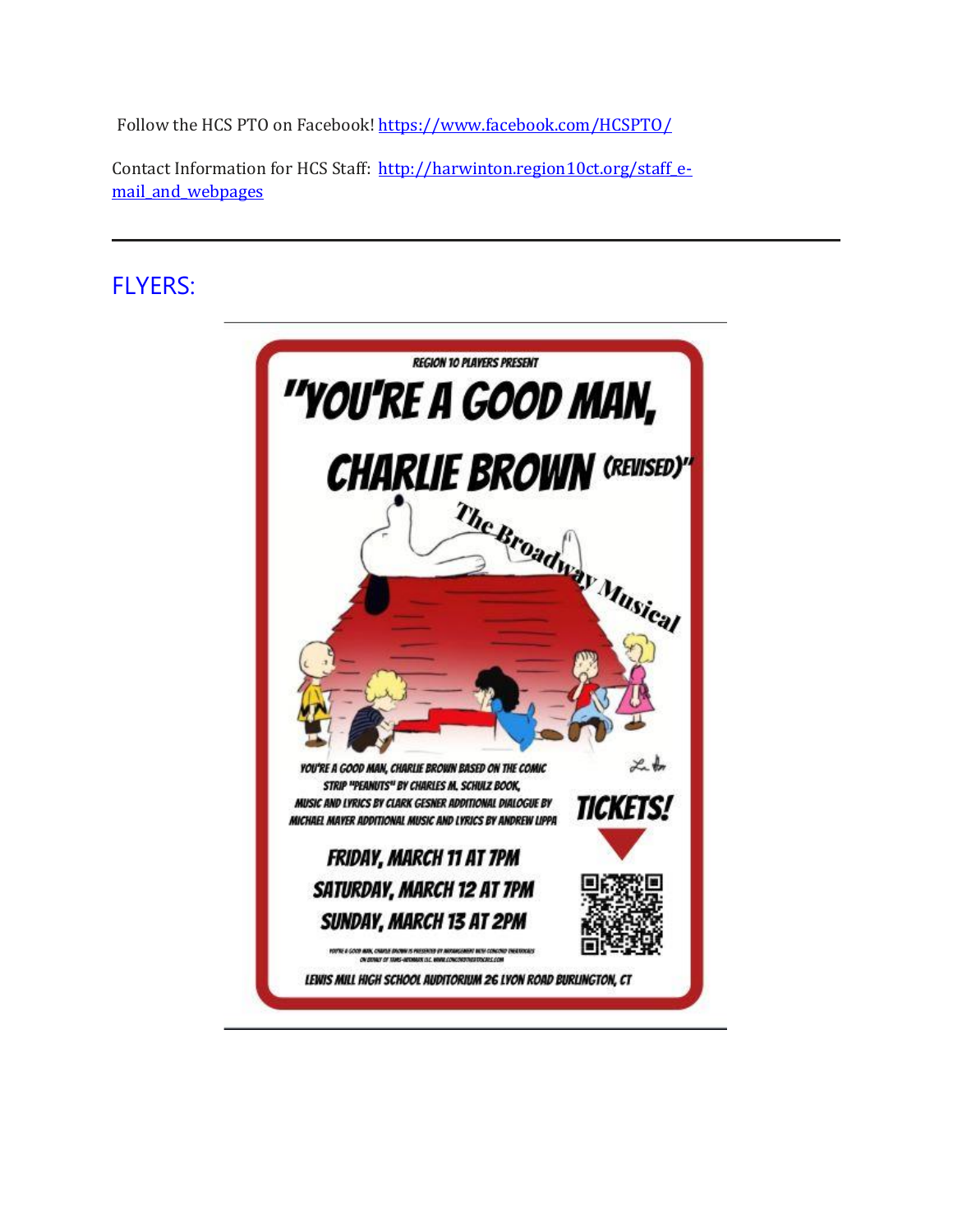Follow the HCS PTO on Facebook! [https://www.facebook.com/HCSPTO/](https://www.facebook.com/HCSPTO/)

Contact Information for HCS Staff: [http://harwinton.region10ct.org/staff_e-mail_and_webpages](http://harwinton.region10ct.org/staff_e-mail_and_webpages)

---

## FLYERS:

---

REGION 10 PLAYERS PRESENT

# "YOU'RE A GOOD MAN, CHARLIE BROWN (REVISED)"

The Broadway Musical

YOU'RE A GOOD MAN, CHARLIE BROWN BASED ON THE COMIC STRIP "PEANUTS" BY CHARLES M. SCHULZ BOOK, MUSIC AND LYRICS BY CLARK GESNER ADDITIONAL DIALOGUE BY MICHAEL MAYER ADDITIONAL MUSIC AND LYRICS BY ANDREW LIPPA

**TICKETS!**

**FRIDAY, MARCH 11 AT 7PM**

**SATURDAY, MARCH 12 AT 7PM**

**SUNDAY, MARCH 13 AT 2PM**

LEWIS MILL HIGH SCHOOL AUDITORIUM 26 LYON ROAD BURLINGTON, CT

---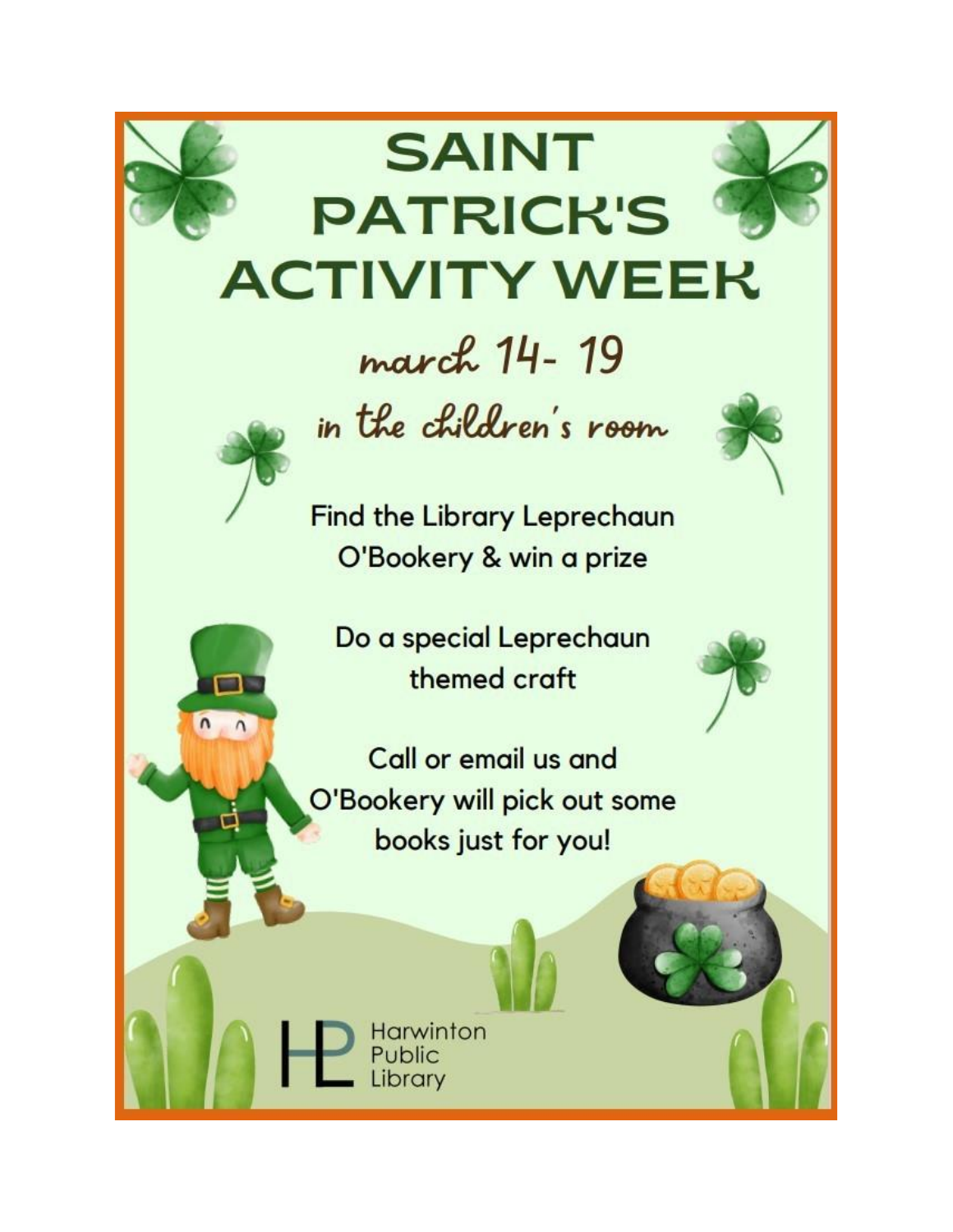# SAINT PATRICK'S ACTIVITY WEEK

march 14- 19

in the children's room

Find the Library Leprechaun O'Bookery & win a prize

Do a special Leprechaun themed craft

Call or email us and O'Bookery will pick out some books just for you!

Harwinton Public Library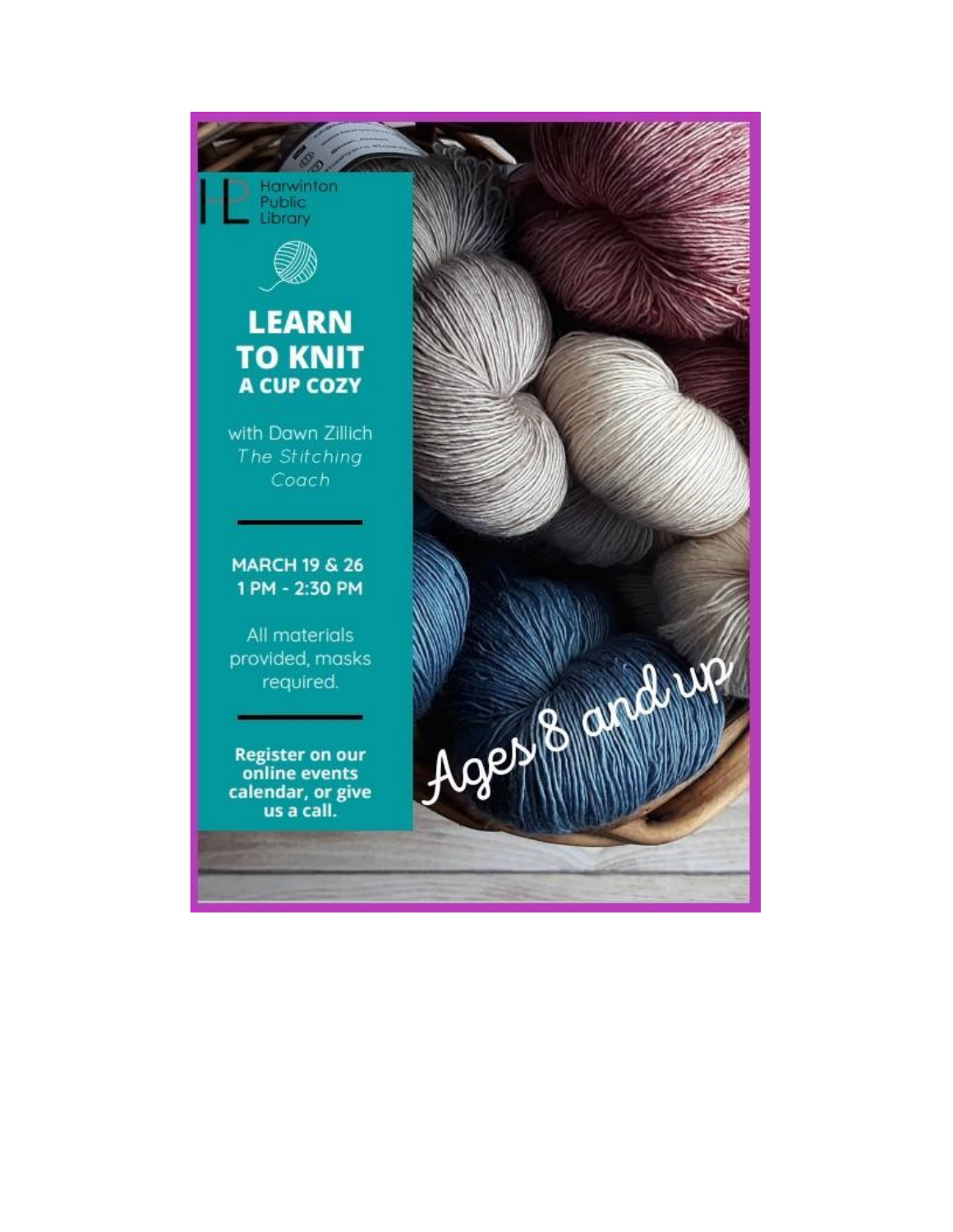Harwinton Public Library

# LEARN TO KNIT
## A CUP COZY

with Dawn Zillich
*The Stitching Coach*

**MARCH 19 & 26**
**1 PM - 2:30 PM**

All materials provided, masks required.

**Register on our online events calendar, or give us a call.**

Ages 8 and up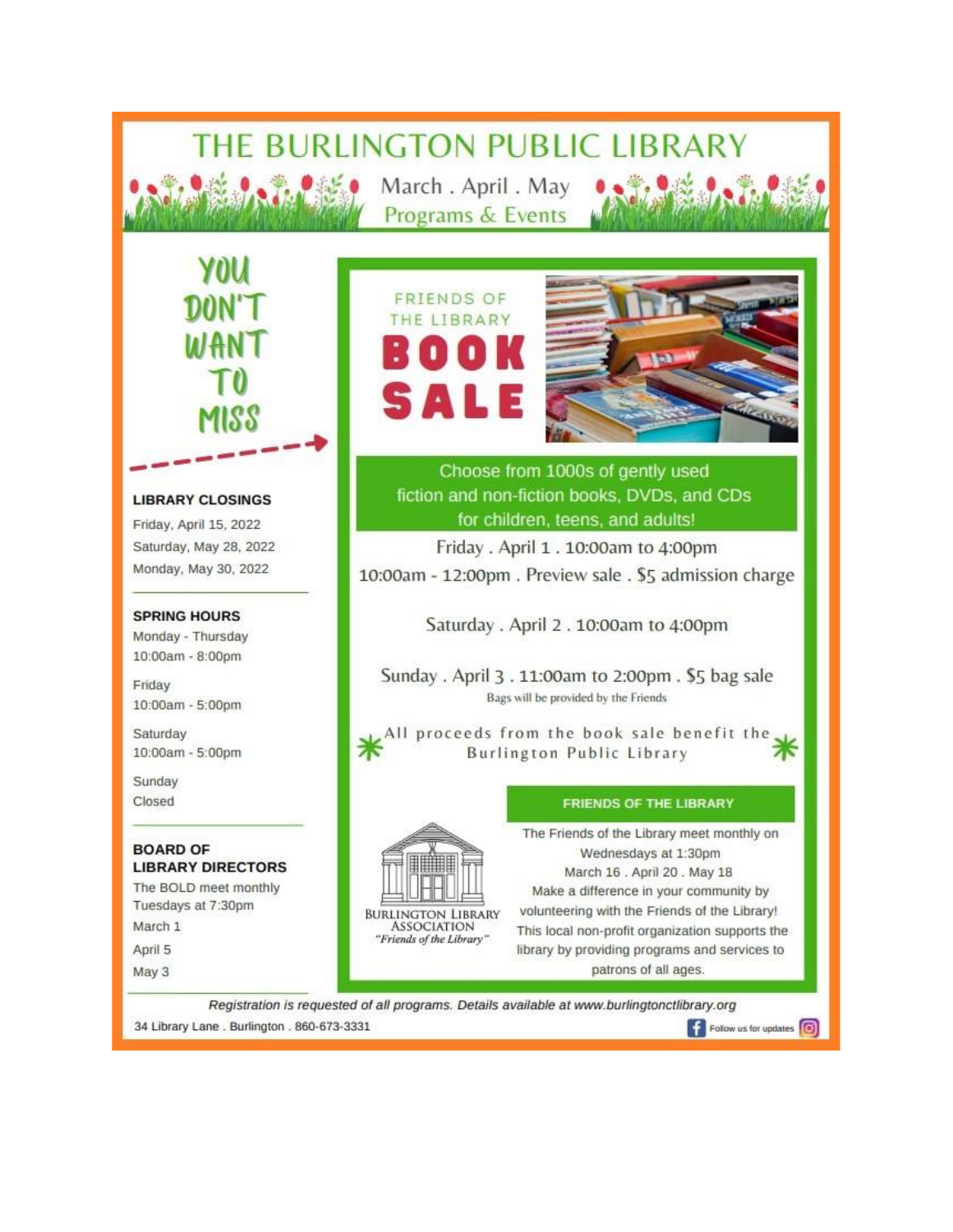# THE BURLINGTON PUBLIC LIBRARY

## March . April . May Programs & Events

**YOU DON'T WANT TO MISS**

### LIBRARY CLOSINGS

Friday, April 15, 2022
Saturday, May 28, 2022
Monday, May 30, 2022

### SPRING HOURS

Monday - Thursday
10:00am - 8:00pm

Friday
10:00am - 5:00pm

Saturday
10:00am - 5:00pm

Sunday
Closed

### BOARD OF LIBRARY DIRECTORS

The BOLD meet monthly Tuesdays at 7:30pm

March 1
April 5
May 3

## FRIENDS OF THE LIBRARY BOOK SALE

Choose from 1000s of gently used fiction and non-fiction books, DVDs, and CDs for children, teens, and adults!

Friday . April 1 . 10:00am to 4:00pm
10:00am - 12:00pm . Preview sale . $5 admission charge

Saturday . April 2 . 10:00am to 4:00pm

Sunday . April 3 . 11:00am to 2:00pm . $5 bag sale
Bags will be provided by the Friends

\* All proceeds from the book sale benefit the Burlington Public Library \*

### FRIENDS OF THE LIBRARY

BURLINGTON LIBRARY ASSOCIATION
*"Friends of the Library"*

The Friends of the Library meet monthly on Wednesdays at 1:30pm
March 16 . April 20 . May 18
Make a difference in your community by volunteering with the Friends of the Library! This local non-profit organization supports the library by providing programs and services to patrons of all ages.

*Registration is requested of all programs. Details available at www.burlingtonctlibrary.org*

34 Library Lane . Burlington . 860-673-3331

Follow us for updates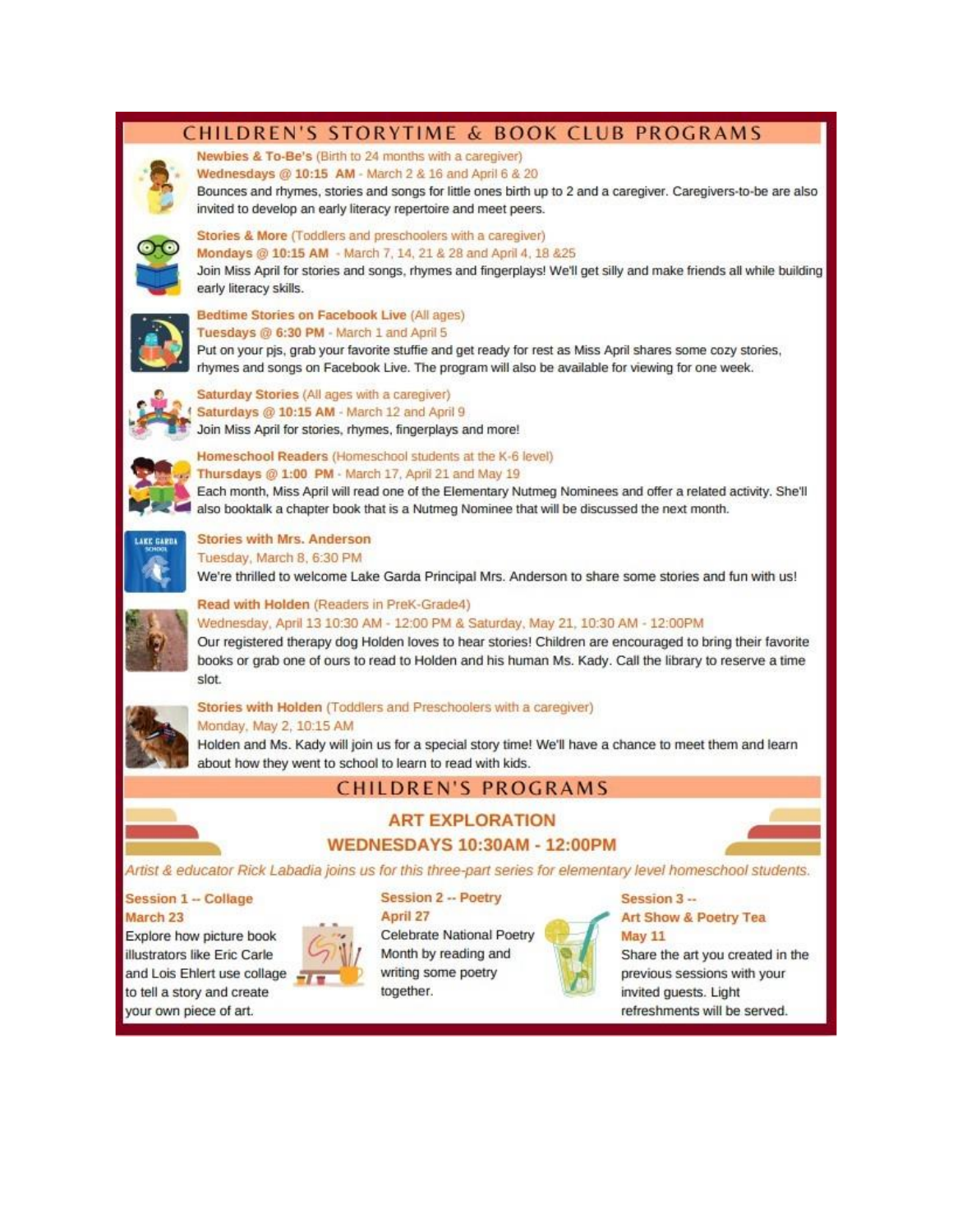## CHILDREN'S STORYTIME & BOOK CLUB PROGRAMS

**Newbies & To-Be's** (Birth to 24 months with a caregiver)
**Wednesdays @ 10:15 AM** - March 2 & 16 and April 6 & 20
Bounces and rhymes, stories and songs for little ones birth up to 2 and a caregiver. Caregivers-to-be are also invited to develop an early literacy repertoire and meet peers.

**Stories & More** (Toddlers and preschoolers with a caregiver)
**Mondays @ 10:15 AM** - March 7, 14, 21 & 28 and April 4, 18 &25
Join Miss April for stories and songs, rhymes and fingerplays! We'll get silly and make friends all while building early literacy skills.

**Bedtime Stories on Facebook Live** (All ages)
**Tuesdays @ 6:30 PM** - March 1 and April 5
Put on your pjs, grab your favorite stuffie and get ready for rest as Miss April shares some cozy stories, rhymes and songs on Facebook Live. The program will also be available for viewing for one week.

**Saturday Stories** (All ages with a caregiver)
**Saturdays @ 10:15 AM** - March 12 and April 9
Join Miss April for stories, rhymes, fingerplays and more!

**Homeschool Readers** (Homeschool students at the K-6 level)
**Thursdays @ 1:00 PM** - March 17, April 21 and May 19
Each month, Miss April will read one of the Elementary Nutmeg Nominees and offer a related activity. She'll also booktalk a chapter book that is a Nutmeg Nominee that will be discussed the next month.

**Stories with Mrs. Anderson**
Tuesday, March 8, 6:30 PM
We're thrilled to welcome Lake Garda Principal Mrs. Anderson to share some stories and fun with us!

**Read with Holden** (Readers in PreK-Grade4)
Wednesday, April 13 10:30 AM - 12:00 PM & Saturday, May 21, 10:30 AM - 12:00PM
Our registered therapy dog Holden loves to hear stories! Children are encouraged to bring their favorite books or grab one of ours to read to Holden and his human Ms. Kady. Call the library to reserve a time slot.

**Stories with Holden** (Toddlers and Preschoolers with a caregiver)
Monday, May 2, 10:15 AM
Holden and Ms. Kady will join us for a special story time! We'll have a chance to meet them and learn about how they went to school to learn to read with kids.

## CHILDREN'S PROGRAMS

### ART EXPLORATION
### WEDNESDAYS 10:30AM - 12:00PM

*Artist & educator Rick Labadia joins us for this three-part series for elementary level homeschool students.*

**Session 1 -- Collage**
**March 23**
Explore how picture book illustrators like Eric Carle and Lois Ehlert use collage to tell a story and create your own piece of art.

**Session 2 -- Poetry**
**April 27**
Celebrate National Poetry Month by reading and writing some poetry together.

**Session 3 -- Art Show & Poetry Tea**
**May 11**
Share the art you created in the previous sessions with your invited guests. Light refreshments will be served.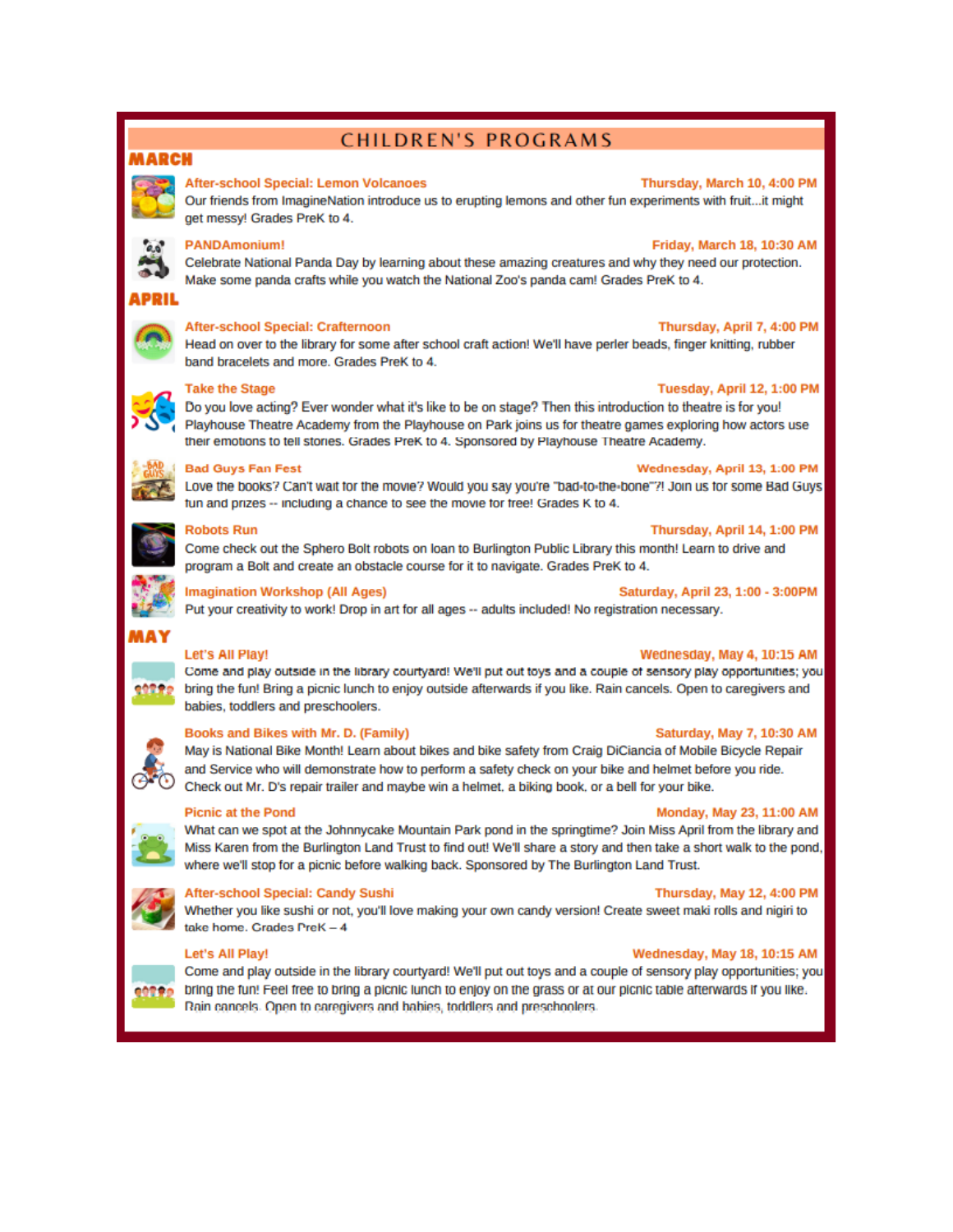# CHILDREN'S PROGRAMS

## MARCH

**After-school Special: Lemon Volcanoes** — **Thursday, March 10, 4:00 PM**

Our friends from ImagineNation introduce us to erupting lemons and other fun experiments with fruit...it might get messy! Grades PreK to 4.

**PANDAmonium!** — **Friday, March 18, 10:30 AM**

Celebrate National Panda Day by learning about these amazing creatures and why they need our protection. Make some panda crafts while you watch the National Zoo's panda cam! Grades PreK to 4.

## APRIL

**After-school Special: Crafternoon** — **Thursday, April 7, 4:00 PM**

Head on over to the library for some after school craft action! We'll have perler beads, finger knitting, rubber band bracelets and more. Grades PreK to 4.

**Take the Stage** — **Tuesday, April 12, 1:00 PM**

Do you love acting? Ever wonder what it's like to be on stage? Then this introduction to theatre is for you! Playhouse Theatre Academy from the Playhouse on Park joins us for theatre games exploring how actors use their emotions to tell stories. Grades PreK to 4. Sponsored by Playhouse Theatre Academy.

**Bad Guys Fan Fest** — **Wednesday, April 13, 1:00 PM**

Love the books? Can't wait for the movie? Would you say you're "bad-to-the-bone"?! Join us for some Bad Guys fun and prizes -- including a chance to see the movie for free! Grades K to 4.

**Robots Run** — **Thursday, April 14, 1:00 PM**

Come check out the Sphero Bolt robots on loan to Burlington Public Library this month! Learn to drive and program a Bolt and create an obstacle course for it to navigate. Grades PreK to 4.

**Imagination Workshop (All Ages)** — **Saturday, April 23, 1:00 - 3:00PM**

Put your creativity to work! Drop in art for all ages -- adults included! No registration necessary.

## MAY

**Let's All Play!** — **Wednesday, May 4, 10:15 AM**

Come and play outside in the library courtyard! We'll put out toys and a couple of sensory play opportunities; you bring the fun! Bring a picnic lunch to enjoy outside afterwards if you like. Rain cancels. Open to caregivers and babies, toddlers and preschoolers.

**Books and Bikes with Mr. D. (Family)** — **Saturday, May 7, 10:30 AM**

May is National Bike Month! Learn about bikes and bike safety from Craig DiCiancia of Mobile Bicycle Repair and Service who will demonstrate how to perform a safety check on your bike and helmet before you ride. Check out Mr. D's repair trailer and maybe win a helmet, a biking book, or a bell for your bike.

**Picnic at the Pond** — **Monday, May 23, 11:00 AM**

What can we spot at the Johnnycake Mountain Park pond in the springtime? Join Miss April from the library and Miss Karen from the Burlington Land Trust to find out! We'll share a story and then take a short walk to the pond, where we'll stop for a picnic before walking back. Sponsored by The Burlington Land Trust.

**After-school Special: Candy Sushi** — **Thursday, May 12, 4:00 PM**

Whether you like sushi or not, you'll love making your own candy version! Create sweet maki rolls and nigiri to take home. Grades PreK – 4

**Let's All Play!** — **Wednesday, May 18, 10:15 AM**

Come and play outside in the library courtyard! We'll put out toys and a couple of sensory play opportunities; you bring the fun! Feel free to bring a picnic lunch to enjoy on the grass or at our picnic table afterwards if you like. Rain cancels. Open to caregivers and babies, toddlers and preschoolers.